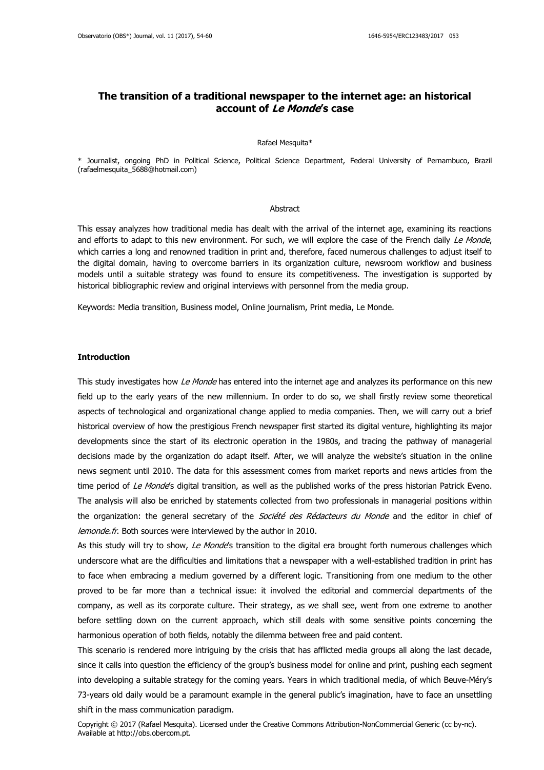# The transition of a traditional newspaper to the internet age: an historical account of *Le Monde*'s case

Rafael Mesquita*

\* Journalist, ongoing PhD in Political Science, Political Science Department, Federal University of Pernambuco, Brazil (rafaelmesquita_5688@hotmail.com)

## Abstract

This essay analyzes how traditional media has dealt with the arrival of the internet age, examining its reactions and efforts to adapt to this new environment. For such, we will explore the case of the French daily *Le Monde*, which carries a long and renowned tradition in print and, therefore, faced numerous challenges to adjust itself to the digital domain, having to overcome barriers in its organization culture, newsroom workflow and business models until a suitable strategy was found to ensure its competitiveness. The investigation is supported by historical bibliographic review and original interviews with personnel from the media group.

Keywords: Media transition, Business model, Online journalism, Print media, Le Monde.

## Introduction

This study investigates how *Le Monde* has entered into the internet age and analyzes its performance on this new field up to the early years of the new millennium. In order to do so, we shall firstly review some theoretical aspects of technological and organizational change applied to media companies. Then, we will carry out a brief historical overview of how the prestigious French newspaper first started its digital venture, highlighting its major developments since the start of its electronic operation in the 1980s, and tracing the pathway of managerial decisions made by the organization do adapt itself. After, we will analyze the website's situation in the online news segment until 2010. The data for this assessment comes from market reports and news articles from the time period of *Le Monde*'s digital transition, as well as the published works of the press historian Patrick Eveno. The analysis will also be enriched by statements collected from two professionals in managerial positions within the organization: the general secretary of the *Société des Rédacteurs du Monde* and the editor in chief of *lemonde.fr*. Both sources were interviewed by the author in 2010.

As this study will try to show, *Le Monde*'s transition to the digital era brought forth numerous challenges which underscore what are the difficulties and limitations that a newspaper with a well-established tradition in print has to face when embracing a medium governed by a different logic. Transitioning from one medium to the other proved to be far more than a technical issue: it involved the editorial and commercial departments of the company, as well as its corporate culture. Their strategy, as we shall see, went from one extreme to another before settling down on the current approach, which still deals with some sensitive points concerning the harmonious operation of both fields, notably the dilemma between free and paid content.

This scenario is rendered more intriguing by the crisis that has afflicted media groups all along the last decade, since it calls into question the efficiency of the group's business model for online and print, pushing each segment into developing a suitable strategy for the coming years. Years in which traditional media, of which Beuve-Méry's 73-years old daily would be a paramount example in the general public's imagination, have to face an unsettling shift in the mass communication paradigm.

Copyright © 2017 (Rafael Mesquita). Licensed under the Creative Commons Attribution-NonCommercial Generic (cc by-nc). Available at http://obs.obercom.pt.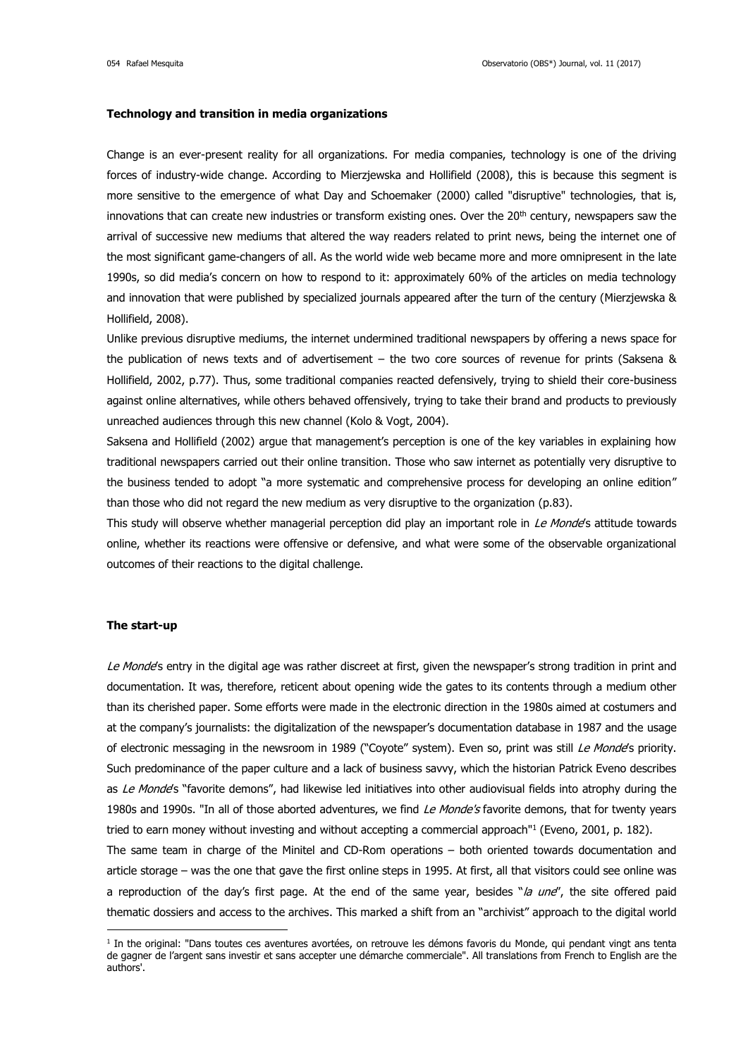**Technology and transition in media organizations**

Change is an ever-present reality for all organizations. For media companies, technology is one of the driving forces of industry-wide change. According to Mierzjewska and Hollifield (2008), this is because this segment is more sensitive to the emergence of what Day and Schoemaker (2000) called "disruptive" technologies, that is, innovations that can create new industries or transform existing ones. Over the 20th century, newspapers saw the arrival of successive new mediums that altered the way readers related to print news, being the internet one of the most significant game-changers of all. As the world wide web became more and more omnipresent in the late 1990s, so did media's concern on how to respond to it: approximately 60% of the articles on media technology and innovation that were published by specialized journals appeared after the turn of the century (Mierzjewska & Hollifield, 2008).

Unlike previous disruptive mediums, the internet undermined traditional newspapers by offering a news space for the publication of news texts and of advertisement – the two core sources of revenue for prints (Saksena & Hollifield, 2002, p.77). Thus, some traditional companies reacted defensively, trying to shield their core-business against online alternatives, while others behaved offensively, trying to take their brand and products to previously unreached audiences through this new channel (Kolo & Vogt, 2004).

Saksena and Hollifield (2002) argue that management's perception is one of the key variables in explaining how traditional newspapers carried out their online transition. Those who saw internet as potentially very disruptive to the business tended to adopt "a more systematic and comprehensive process for developing an online edition" than those who did not regard the new medium as very disruptive to the organization (p.83).

This study will observe whether managerial perception did play an important role in *Le Monde*'s attitude towards online, whether its reactions were offensive or defensive, and what were some of the observable organizational outcomes of their reactions to the digital challenge.

**The start-up**

*Le Monde*'s entry in the digital age was rather discreet at first, given the newspaper's strong tradition in print and documentation. It was, therefore, reticent about opening wide the gates to its contents through a medium other than its cherished paper. Some efforts were made in the electronic direction in the 1980s aimed at costumers and at the company's journalists: the digitalization of the newspaper's documentation database in 1987 and the usage of electronic messaging in the newsroom in 1989 ("Coyote" system). Even so, print was still *Le Monde*'s priority. Such predominance of the paper culture and a lack of business savvy, which the historian Patrick Eveno describes as *Le Monde*'s "favorite demons", had likewise led initiatives into other audiovisual fields into atrophy during the 1980s and 1990s. "In all of those aborted adventures, we find *Le Monde's* favorite demons, that for twenty years tried to earn money without investing and without accepting a commercial approach"[1] (Eveno, 2001, p. 182).

The same team in charge of the Minitel and CD-Rom operations – both oriented towards documentation and article storage – was the one that gave the first online steps in 1995. At first, all that visitors could see online was a reproduction of the day's first page. At the end of the same year, besides "*la une*", the site offered paid thematic dossiers and access to the archives. This marked a shift from an "archivist" approach to the digital world

[1] In the original: "Dans toutes ces aventures avortées, on retrouve les démons favoris du Monde, qui pendant vingt ans tenta de gagner de l'argent sans investir et sans accepter une démarche commerciale". All translations from French to English are the authors'.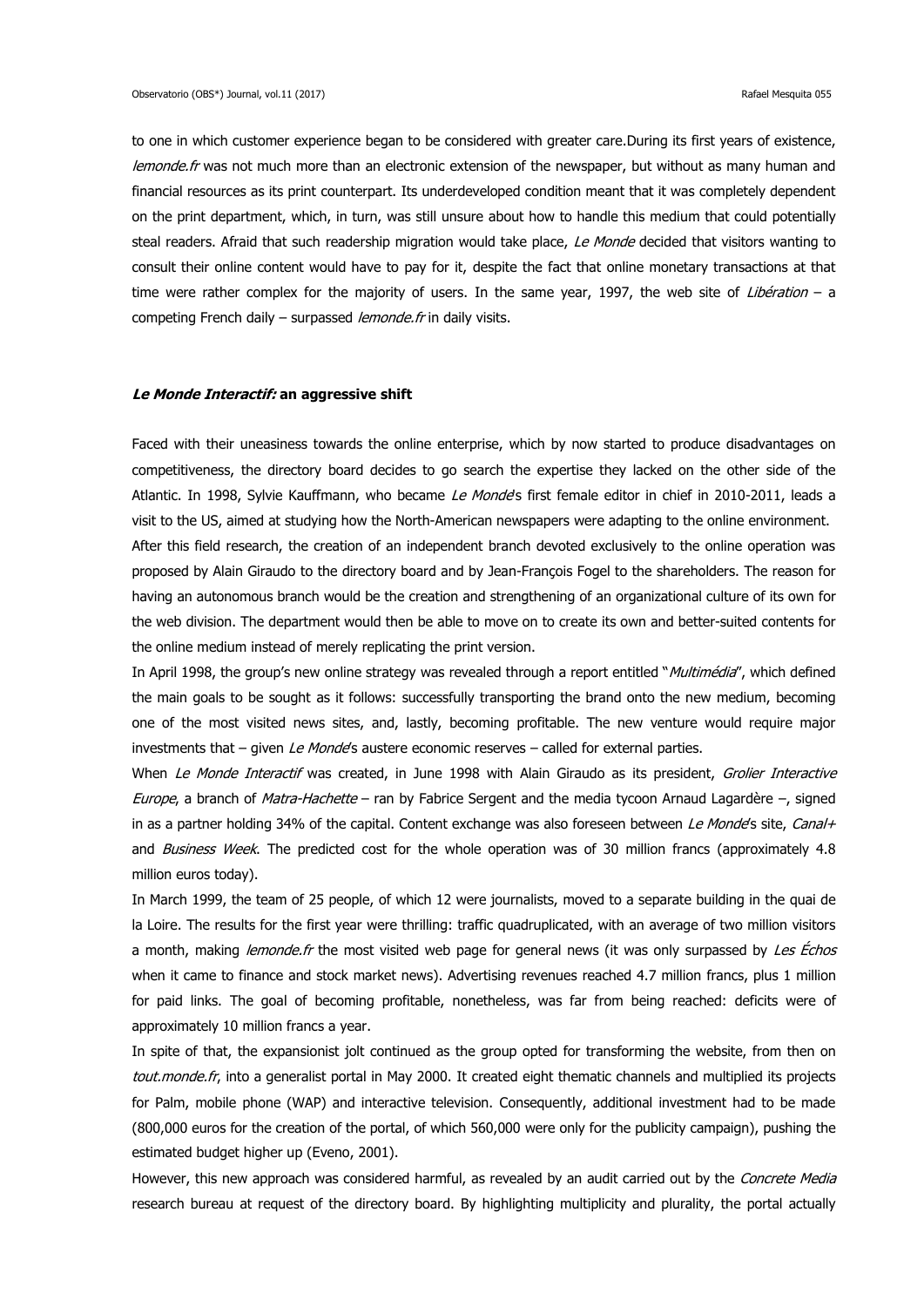to one in which customer experience began to be considered with greater care.During its first years of existence, *lemonde.fr* was not much more than an electronic extension of the newspaper, but without as many human and financial resources as its print counterpart. Its underdeveloped condition meant that it was completely dependent on the print department, which, in turn, was still unsure about how to handle this medium that could potentially steal readers. Afraid that such readership migration would take place, *Le Monde* decided that visitors wanting to consult their online content would have to pay for it, despite the fact that online monetary transactions at that time were rather complex for the majority of users. In the same year, 1997, the web site of *Libération* – a competing French daily – surpassed *lemonde.fr* in daily visits.

### *Le Monde Interactif:* an aggressive shift

Faced with their uneasiness towards the online enterprise, which by now started to produce disadvantages on competitiveness, the directory board decides to go search the expertise they lacked on the other side of the Atlantic. In 1998, Sylvie Kauffmann, who became *Le Monde*'s first female editor in chief in 2010-2011, leads a visit to the US, aimed at studying how the North-American newspapers were adapting to the online environment.

After this field research, the creation of an independent branch devoted exclusively to the online operation was proposed by Alain Giraudo to the directory board and by Jean-François Fogel to the shareholders. The reason for having an autonomous branch would be the creation and strengthening of an organizational culture of its own for the web division. The department would then be able to move on to create its own and better-suited contents for the online medium instead of merely replicating the print version.

In April 1998, the group's new online strategy was revealed through a report entitled "*Multimédia*", which defined the main goals to be sought as it follows: successfully transporting the brand onto the new medium, becoming one of the most visited news sites, and, lastly, becoming profitable. The new venture would require major investments that – given *Le Monde*'s austere economic reserves – called for external parties.

When *Le Monde Interactif* was created, in June 1998 with Alain Giraudo as its president, *Grolier Interactive Europe*, a branch of *Matra-Hachette* – ran by Fabrice Sergent and the media tycoon Arnaud Lagardère –, signed in as a partner holding 34% of the capital. Content exchange was also foreseen between *Le Monde*'s site, *Canal+* and *Business Week*. The predicted cost for the whole operation was of 30 million francs (approximately 4.8 million euros today).

In March 1999, the team of 25 people, of which 12 were journalists, moved to a separate building in the quai de la Loire. The results for the first year were thrilling: traffic quadruplicated, with an average of two million visitors a month, making *lemonde.fr* the most visited web page for general news (it was only surpassed by *Les Échos* when it came to finance and stock market news). Advertising revenues reached 4.7 million francs, plus 1 million for paid links. The goal of becoming profitable, nonetheless, was far from being reached: deficits were of approximately 10 million francs a year.

In spite of that, the expansionist jolt continued as the group opted for transforming the website, from then on *tout.monde.fr*, into a generalist portal in May 2000. It created eight thematic channels and multiplied its projects for Palm, mobile phone (WAP) and interactive television. Consequently, additional investment had to be made (800,000 euros for the creation of the portal, of which 560,000 were only for the publicity campaign), pushing the estimated budget higher up (Eveno, 2001).

However, this new approach was considered harmful, as revealed by an audit carried out by the *Concrete Media* research bureau at request of the directory board. By highlighting multiplicity and plurality, the portal actually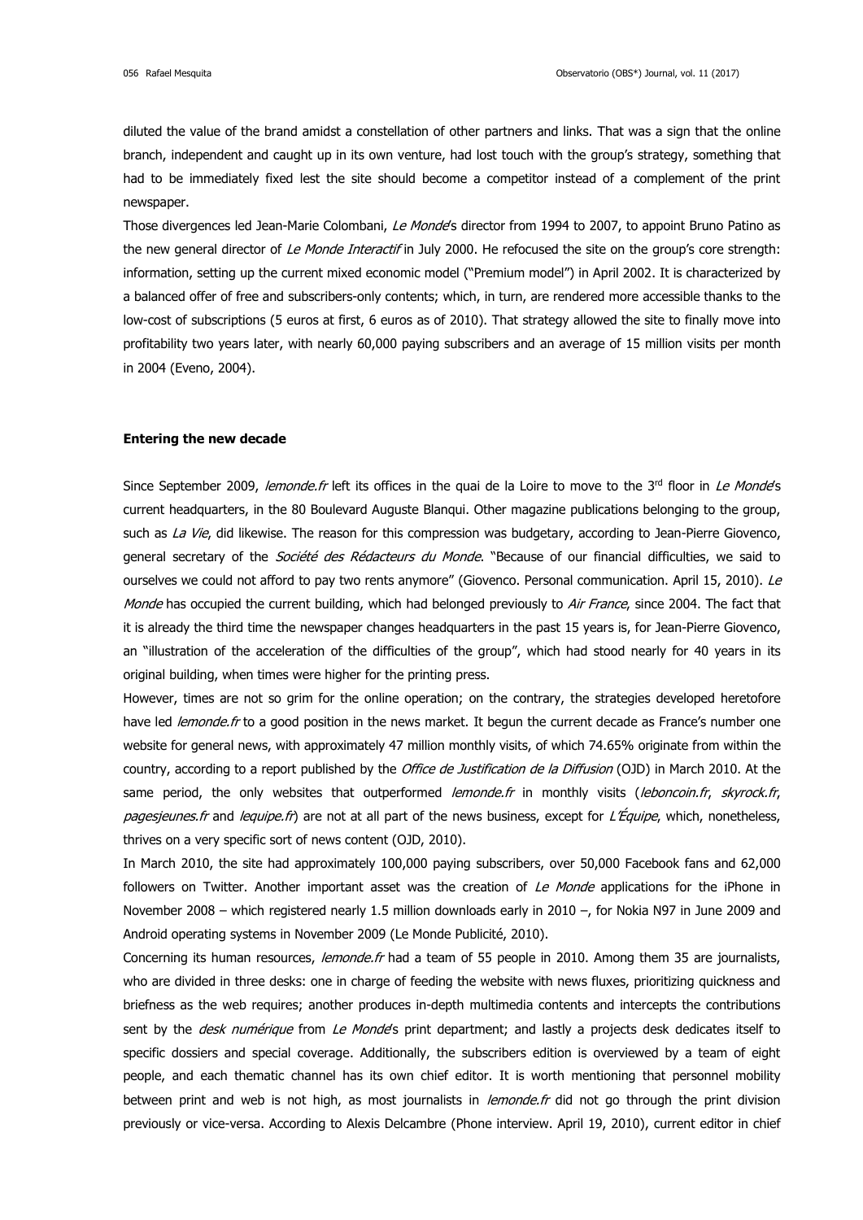diluted the value of the brand amidst a constellation of other partners and links. That was a sign that the online branch, independent and caught up in its own venture, had lost touch with the group's strategy, something that had to be immediately fixed lest the site should become a competitor instead of a complement of the print newspaper.

Those divergences led Jean-Marie Colombani, *Le Monde*'s director from 1994 to 2007, to appoint Bruno Patino as the new general director of *Le Monde Interactif* in July 2000. He refocused the site on the group's core strength: information, setting up the current mixed economic model ("Premium model") in April 2002. It is characterized by a balanced offer of free and subscribers-only contents; which, in turn, are rendered more accessible thanks to the low-cost of subscriptions (5 euros at first, 6 euros as of 2010). That strategy allowed the site to finally move into profitability two years later, with nearly 60,000 paying subscribers and an average of 15 million visits per month in 2004 (Eveno, 2004).

## Entering the new decade

Since September 2009, *lemonde.fr* left its offices in the quai de la Loire to move to the 3rd floor in *Le Monde*'s current headquarters, in the 80 Boulevard Auguste Blanqui. Other magazine publications belonging to the group, such as *La Vie*, did likewise. The reason for this compression was budgetary, according to Jean-Pierre Giovenco, general secretary of the *Société des Rédacteurs du Monde*. "Because of our financial difficulties, we said to ourselves we could not afford to pay two rents anymore" (Giovenco. Personal communication. April 15, 2010). *Le Monde* has occupied the current building, which had belonged previously to *Air France*, since 2004. The fact that it is already the third time the newspaper changes headquarters in the past 15 years is, for Jean-Pierre Giovenco, an "illustration of the acceleration of the difficulties of the group", which had stood nearly for 40 years in its original building, when times were higher for the printing press.

However, times are not so grim for the online operation; on the contrary, the strategies developed heretofore have led *lemonde.fr* to a good position in the news market. It begun the current decade as France's number one website for general news, with approximately 47 million monthly visits, of which 74.65% originate from within the country, according to a report published by the *Office de Justification de la Diffusion* (OJD) in March 2010. At the same period, the only websites that outperformed *lemonde.fr* in monthly visits (*leboncoin.fr*, *skyrock.fr*, *pagesjeunes.fr* and *lequipe.fr*) are not at all part of the news business, except for *L'Équipe*, which, nonetheless, thrives on a very specific sort of news content (OJD, 2010).

In March 2010, the site had approximately 100,000 paying subscribers, over 50,000 Facebook fans and 62,000 followers on Twitter. Another important asset was the creation of *Le Monde* applications for the iPhone in November 2008 – which registered nearly 1.5 million downloads early in 2010 –, for Nokia N97 in June 2009 and Android operating systems in November 2009 (Le Monde Publicité, 2010).

Concerning its human resources, *lemonde.fr* had a team of 55 people in 2010. Among them 35 are journalists, who are divided in three desks: one in charge of feeding the website with news fluxes, prioritizing quickness and briefness as the web requires; another produces in-depth multimedia contents and intercepts the contributions sent by the *desk numérique* from *Le Monde*'s print department; and lastly a projects desk dedicates itself to specific dossiers and special coverage. Additionally, the subscribers edition is overviewed by a team of eight people, and each thematic channel has its own chief editor. It is worth mentioning that personnel mobility between print and web is not high, as most journalists in *lemonde.fr* did not go through the print division previously or vice-versa. According to Alexis Delcambre (Phone interview. April 19, 2010), current editor in chief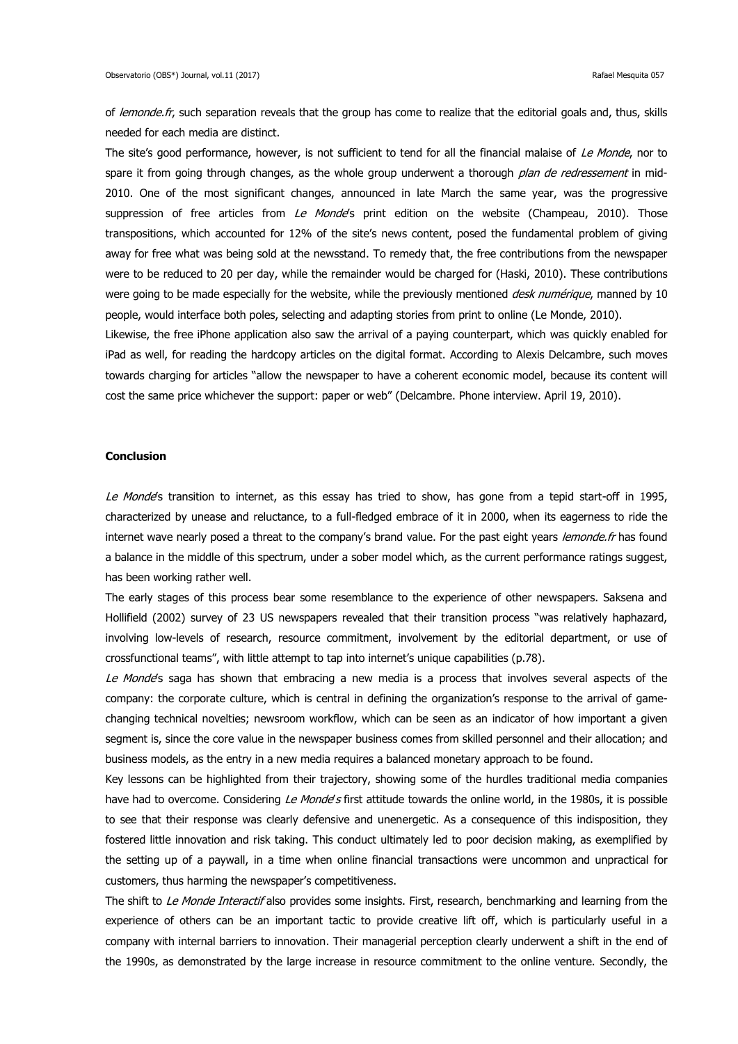of *lemonde.fr*, such separation reveals that the group has come to realize that the editorial goals and, thus, skills needed for each media are distinct.

The site's good performance, however, is not sufficient to tend for all the financial malaise of *Le Monde*, nor to spare it from going through changes, as the whole group underwent a thorough *plan de redressement* in mid-2010. One of the most significant changes, announced in late March the same year, was the progressive suppression of free articles from *Le Monde*'s print edition on the website (Champeau, 2010). Those transpositions, which accounted for 12% of the site's news content, posed the fundamental problem of giving away for free what was being sold at the newsstand. To remedy that, the free contributions from the newspaper were to be reduced to 20 per day, while the remainder would be charged for (Haski, 2010). These contributions were going to be made especially for the website, while the previously mentioned *desk numérique*, manned by 10 people, would interface both poles, selecting and adapting stories from print to online (Le Monde, 2010).

Likewise, the free iPhone application also saw the arrival of a paying counterpart, which was quickly enabled for iPad as well, for reading the hardcopy articles on the digital format. According to Alexis Delcambre, such moves towards charging for articles "allow the newspaper to have a coherent economic model, because its content will cost the same price whichever the support: paper or web" (Delcambre. Phone interview. April 19, 2010).

## Conclusion

*Le Monde*'s transition to internet, as this essay has tried to show, has gone from a tepid start-off in 1995, characterized by unease and reluctance, to a full-fledged embrace of it in 2000, when its eagerness to ride the internet wave nearly posed a threat to the company's brand value. For the past eight years *lemonde.fr* has found a balance in the middle of this spectrum, under a sober model which, as the current performance ratings suggest, has been working rather well.

The early stages of this process bear some resemblance to the experience of other newspapers. Saksena and Hollifield (2002) survey of 23 US newspapers revealed that their transition process "was relatively haphazard, involving low-levels of research, resource commitment, involvement by the editorial department, or use of crossfunctional teams", with little attempt to tap into internet's unique capabilities (p.78).

*Le Monde*'s saga has shown that embracing a new media is a process that involves several aspects of the company: the corporate culture, which is central in defining the organization's response to the arrival of game-changing technical novelties; newsroom workflow, which can be seen as an indicator of how important a given segment is, since the core value in the newspaper business comes from skilled personnel and their allocation; and business models, as the entry in a new media requires a balanced monetary approach to be found.

Key lessons can be highlighted from their trajectory, showing some of the hurdles traditional media companies have had to overcome. Considering *Le Monde*'s first attitude towards the online world, in the 1980s, it is possible to see that their response was clearly defensive and unenergetic. As a consequence of this indisposition, they fostered little innovation and risk taking. This conduct ultimately led to poor decision making, as exemplified by the setting up of a paywall, in a time when online financial transactions were uncommon and unpractical for customers, thus harming the newspaper's competitiveness.

The shift to *Le Monde Interactif* also provides some insights. First, research, benchmarking and learning from the experience of others can be an important tactic to provide creative lift off, which is particularly useful in a company with internal barriers to innovation. Their managerial perception clearly underwent a shift in the end of the 1990s, as demonstrated by the large increase in resource commitment to the online venture. Secondly, the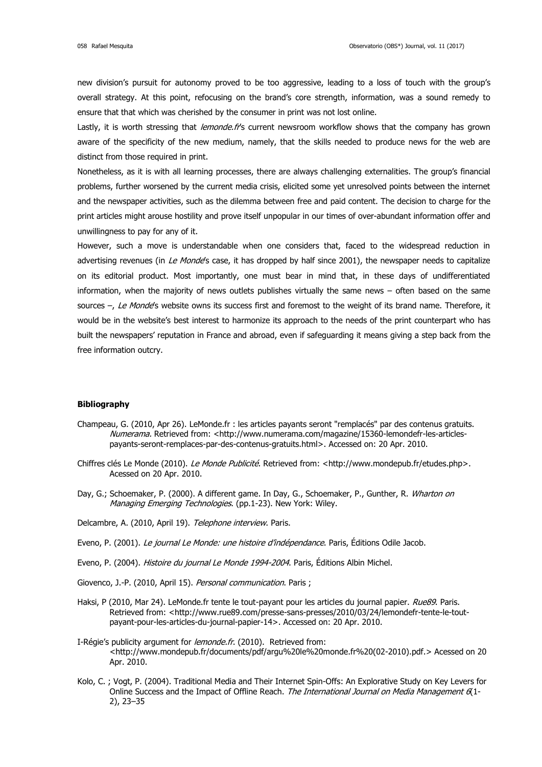new division's pursuit for autonomy proved to be too aggressive, leading to a loss of touch with the group's overall strategy. At this point, refocusing on the brand's core strength, information, was a sound remedy to ensure that that which was cherished by the consumer in print was not lost online.

Lastly, it is worth stressing that *lemonde.fr*'s current newsroom workflow shows that the company has grown aware of the specificity of the new medium, namely, that the skills needed to produce news for the web are distinct from those required in print.

Nonetheless, as it is with all learning processes, there are always challenging externalities. The group's financial problems, further worsened by the current media crisis, elicited some yet unresolved points between the internet and the newspaper activities, such as the dilemma between free and paid content. The decision to charge for the print articles might arouse hostility and prove itself unpopular in our times of over-abundant information offer and unwillingness to pay for any of it.

However, such a move is understandable when one considers that, faced to the widespread reduction in advertising revenues (in *Le Monde*'s case, it has dropped by half since 2001), the newspaper needs to capitalize on its editorial product. Most importantly, one must bear in mind that, in these days of undifferentiated information, when the majority of news outlets publishes virtually the same news – often based on the same sources –, *Le Monde*'s website owns its success first and foremost to the weight of its brand name. Therefore, it would be in the website's best interest to harmonize its approach to the needs of the print counterpart who has built the newspapers' reputation in France and abroad, even if safeguarding it means giving a step back from the free information outcry.

**Bibliography**

Champeau, G. (2010, Apr 26). LeMonde.fr : les articles payants seront "remplacés" par des contenus gratuits. *Numerama*. Retrieved from: <http://www.numerama.com/magazine/15360-lemondefr-les-articles-payants-seront-remplaces-par-des-contenus-gratuits.html>. Accessed on: 20 Apr. 2010.

Chiffres clés Le Monde (2010). *Le Monde Publicité*. Retrieved from: <http://www.mondepub.fr/etudes.php>. Acessed on 20 Apr. 2010.

Day, G.; Schoemaker, P. (2000). A different game. In Day, G., Schoemaker, P., Gunther, R. *Wharton on Managing Emerging Technologies*. (pp.1-23). New York: Wiley.

Delcambre, A. (2010, April 19). *Telephone interview*. Paris.

Eveno, P. (2001). *Le journal Le Monde: une histoire d'indépendance*. Paris, Éditions Odile Jacob.

Eveno, P. (2004). *Histoire du journal Le Monde 1994-2004*. Paris, Éditions Albin Michel.

Giovenco, J.-P. (2010, April 15). *Personal communication*. Paris ;

Haksi, P (2010, Mar 24). LeMonde.fr tente le tout-payant pour les articles du journal papier. *Rue89*. Paris. Retrieved from: <http://www.rue89.com/presse-sans-presses/2010/03/24/lemondefr-tente-le-tout-payant-pour-les-articles-du-journal-papier-14>. Accessed on: 20 Apr. 2010.

I-Régie's publicity argument for *lemonde.fr*. (2010). Retrieved from: <http://www.mondepub.fr/documents/pdf/argu%20le%20monde.fr%20(02-2010).pdf.> Acessed on 20 Apr. 2010.

Kolo, C. ; Vogt, P. (2004). Traditional Media and Their Internet Spin-Offs: An Explorative Study on Key Levers for Online Success and the Impact of Offline Reach. *The International Journal on Media Management* *6*(1-2), 23–35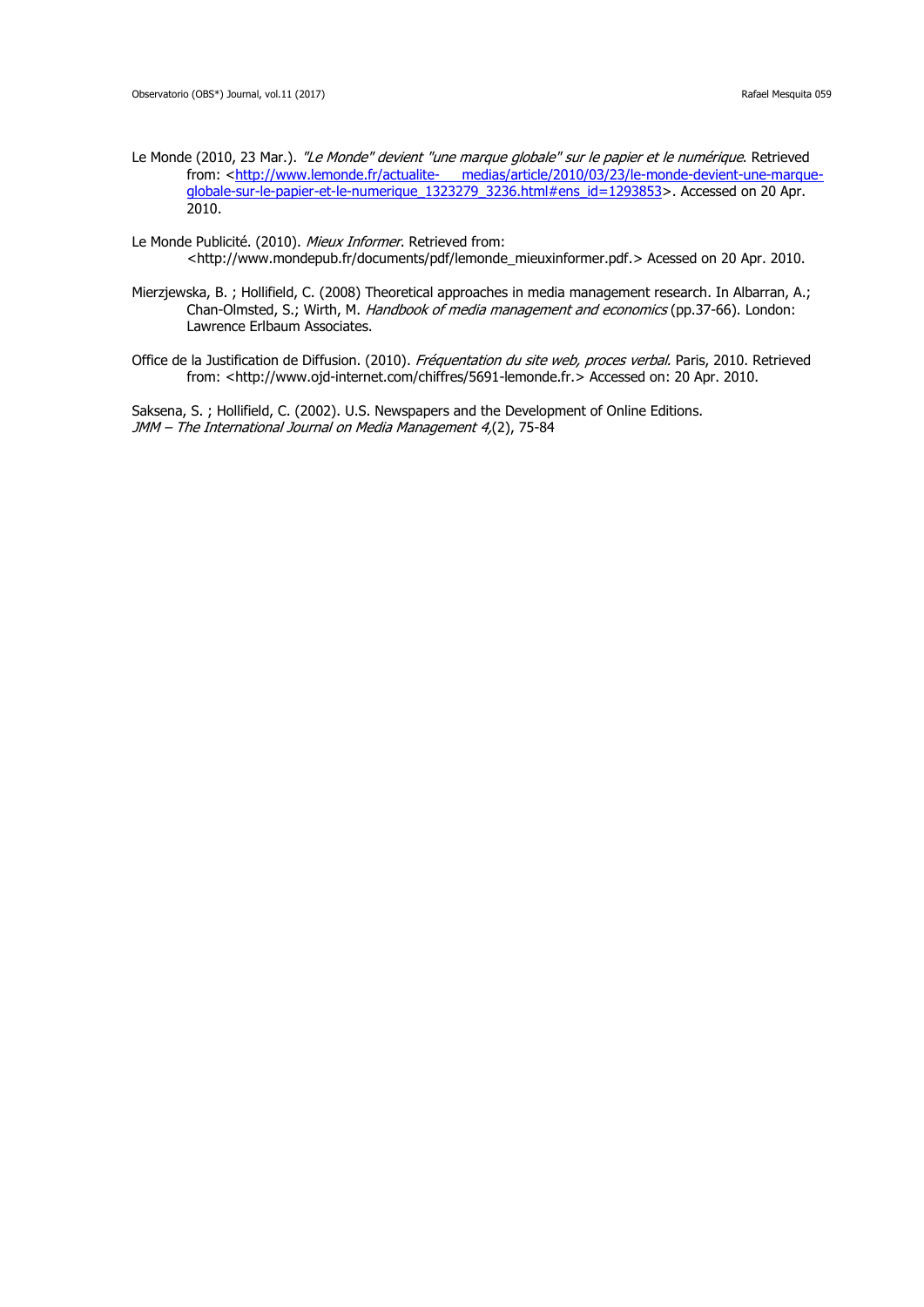Le Monde (2010, 23 Mar.). *"Le Monde" devient "une marque globale" sur le papier et le numérique*. Retrieved from: <http://www.lemonde.fr/actualite-medias/article/2010/03/23/le-monde-devient-une-marque-globale-sur-le-papier-et-le-numerique_1323279_3236.html#ens_id=1293853>. Accessed on 20 Apr. 2010.

Le Monde Publicité. (2010). *Mieux Informer*. Retrieved from: <http://www.mondepub.fr/documents/pdf/lemonde_mieuxinformer.pdf.> Acessed on 20 Apr. 2010.

Mierzjewska, B. ; Hollifield, C. (2008) Theoretical approaches in media management research. In Albarran, A.; Chan-Olmsted, S.; Wirth, M. *Handbook of media management and economics* (pp.37-66). London: Lawrence Erlbaum Associates.

Office de la Justification de Diffusion. (2010). *Fréquentation du site web, proces verbal*. Paris, 2010. Retrieved from: <http://www.ojd-internet.com/chiffres/5691-lemonde.fr.> Accessed on: 20 Apr. 2010.

Saksena, S. ; Hollifield, C. (2002). U.S. Newspapers and the Development of Online Editions. *JMM – The International Journal on Media Management 4*,(2), 75-84